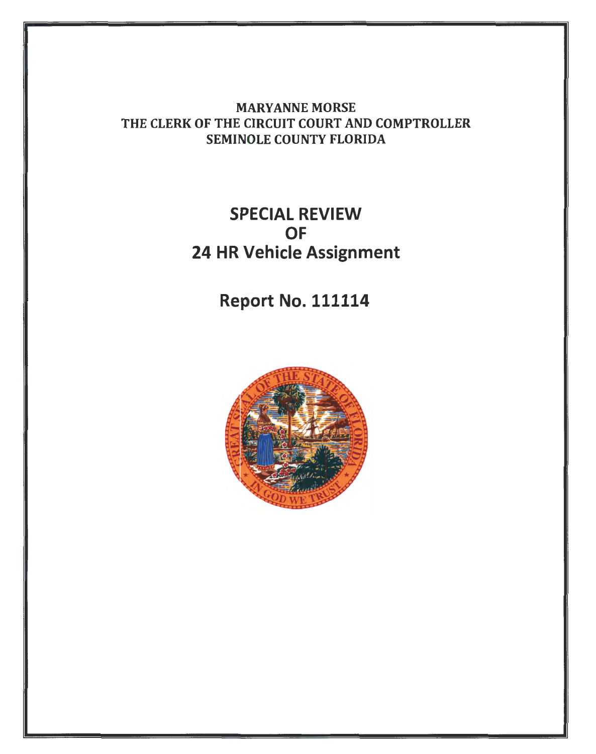MARYANNE MORSE
THE CLERK OF THE CIRCUIT COURT AND COMPTROLLER
SEMINOLE COUNTY FLORIDA

# SPECIAL REVIEW OF 24 HR Vehicle Assignment

## Report No. 111114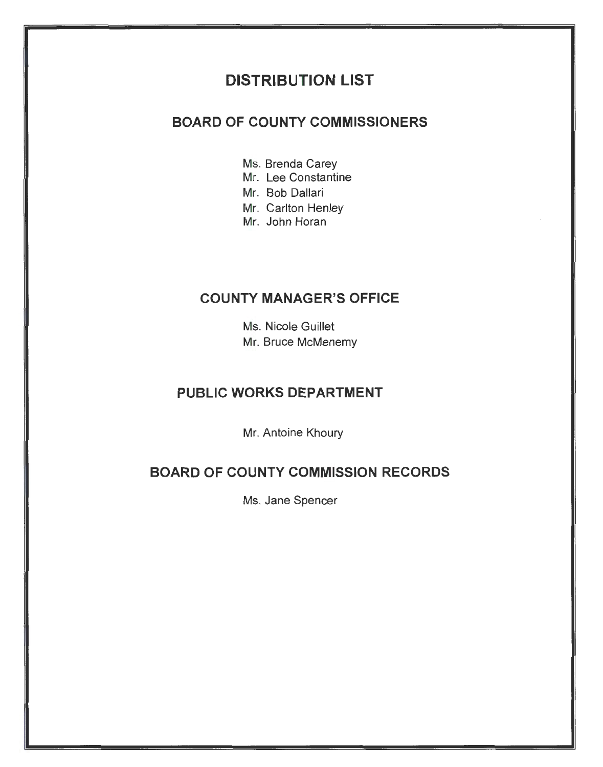# DISTRIBUTION LIST

## BOARD OF COUNTY COMMISSIONERS

Ms. Brenda Carey
Mr. Lee Constantine
Mr. Bob Dallari
Mr. Carlton Henley
Mr. John Horan

## COUNTY MANAGER'S OFFICE

Ms. Nicole Guillet
Mr. Bruce McMenemy

## PUBLIC WORKS DEPARTMENT

Mr. Antoine Khoury

## BOARD OF COUNTY COMMISSION RECORDS

Ms. Jane Spencer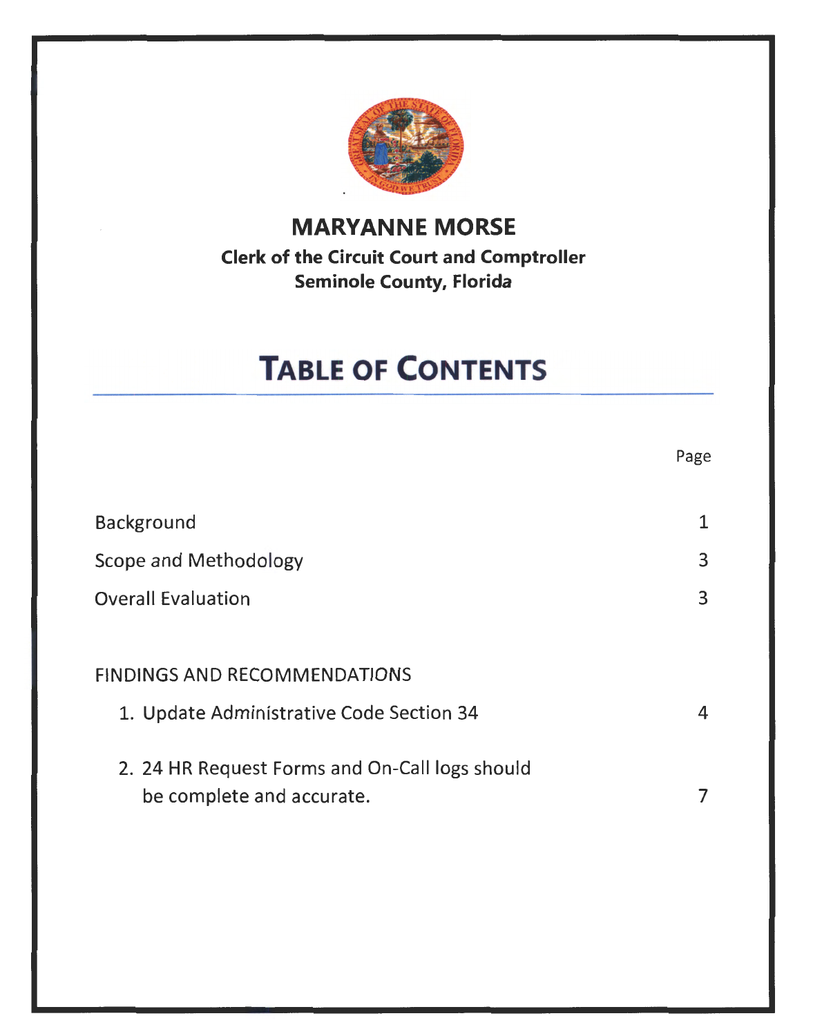**MARYANNE MORSE**

**Clerk of the Circuit Court and Comptroller**
**Seminole County, Florida**

# TABLE OF CONTENTS

| | Page |
|---|---|
| Background | 1 |
| Scope and Methodology | 3 |
| Overall Evaluation | 3 |
| | |
| FINDINGS AND RECOMMENDATIONS | |
| 1. Update Administrative Code Section 34 | 4 |
| 2. 24 HR Request Forms and On-Call logs should be complete and accurate. | 7 |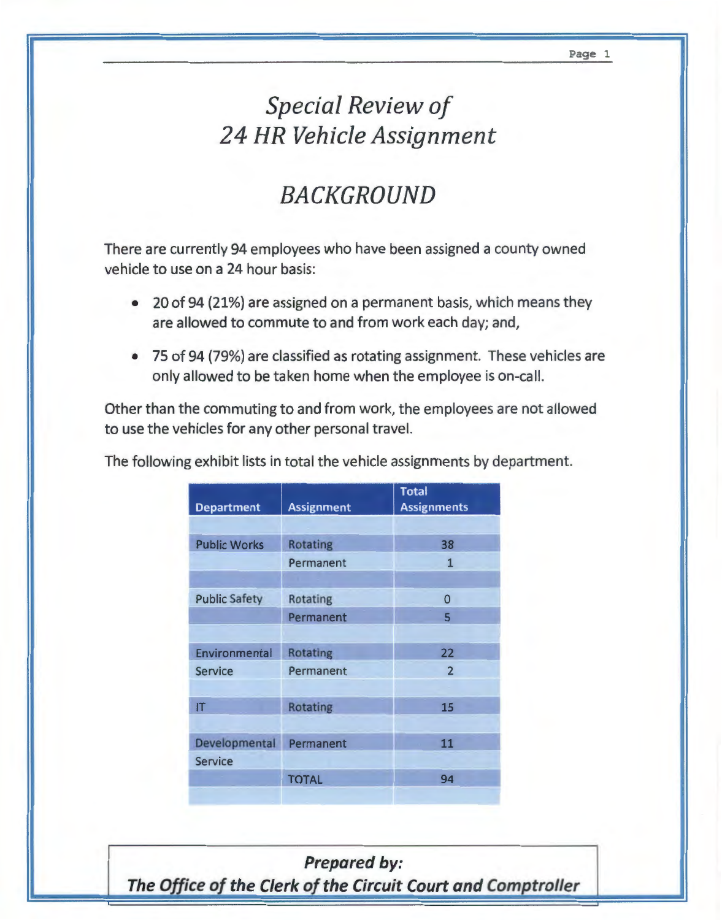# *Special Review of 24 HR Vehicle Assignment*

## *BACKGROUND*

There are currently 94 employees who have been assigned a county owned vehicle to use on a 24 hour basis:

- 20 of 94 (21%) are assigned on a permanent basis, which means they are allowed to commute to and from work each day; and,
- 75 of 94 (79%) are classified as rotating assignment. These vehicles are only allowed to be taken home when the employee is on-call.

Other than the commuting to and from work, the employees are not allowed to use the vehicles for any other personal travel.

The following exhibit lists in total the vehicle assignments by department.

| Department | Assignment | Total Assignments |
|---|---|---|
| Public Works | Rotating | 38 |
| | Permanent | 1 |
| Public Safety | Rotating | 0 |
| | Permanent | 5 |
| Environmental Service | Rotating | 22 |
| | Permanent | 2 |
| IT | Rotating | 15 |
| Developmental Service | Permanent | 11 |
| | TOTAL | 94 |

***Prepared by:***
***The Office of the Clerk of the Circuit Court and Comptroller***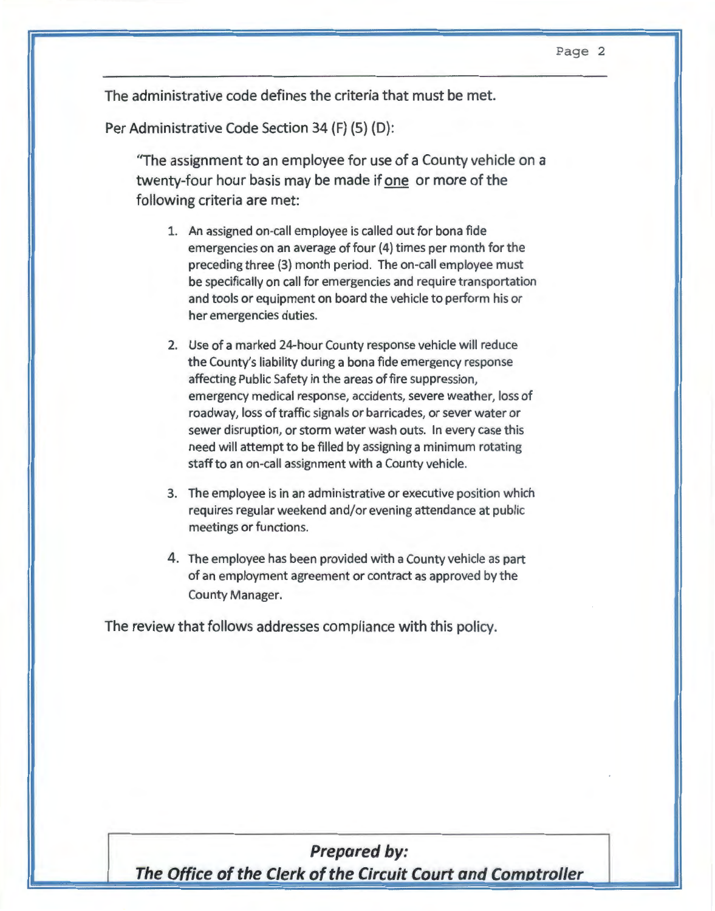The administrative code defines the criteria that must be met.

Per Administrative Code Section 34 (F) (5) (D):

> "The assignment to an employee for use of a County vehicle on a twenty-four hour basis may be made if <u>one</u> or more of the following criteria are met:
>
> 1. An assigned on-call employee is called out for bona fide emergencies on an average of four (4) times per month for the preceding three (3) month period. The on-call employee must be specifically on call for emergencies and require transportation and tools or equipment on board the vehicle to perform his or her emergencies duties.
> 2. Use of a marked 24-hour County response vehicle will reduce the County's liability during a bona fide emergency response affecting Public Safety in the areas of fire suppression, emergency medical response, accidents, severe weather, loss of roadway, loss of traffic signals or barricades, or sever water or sewer disruption, or storm water wash outs. In every case this need will attempt to be filled by assigning a minimum rotating staff to an on-call assignment with a County vehicle.
> 3. The employee is in an administrative or executive position which requires regular weekend and/or evening attendance at public meetings or functions.
> 4. The employee has been provided with a County vehicle as part of an employment agreement or contract as approved by the County Manager.

The review that follows addresses compliance with this policy.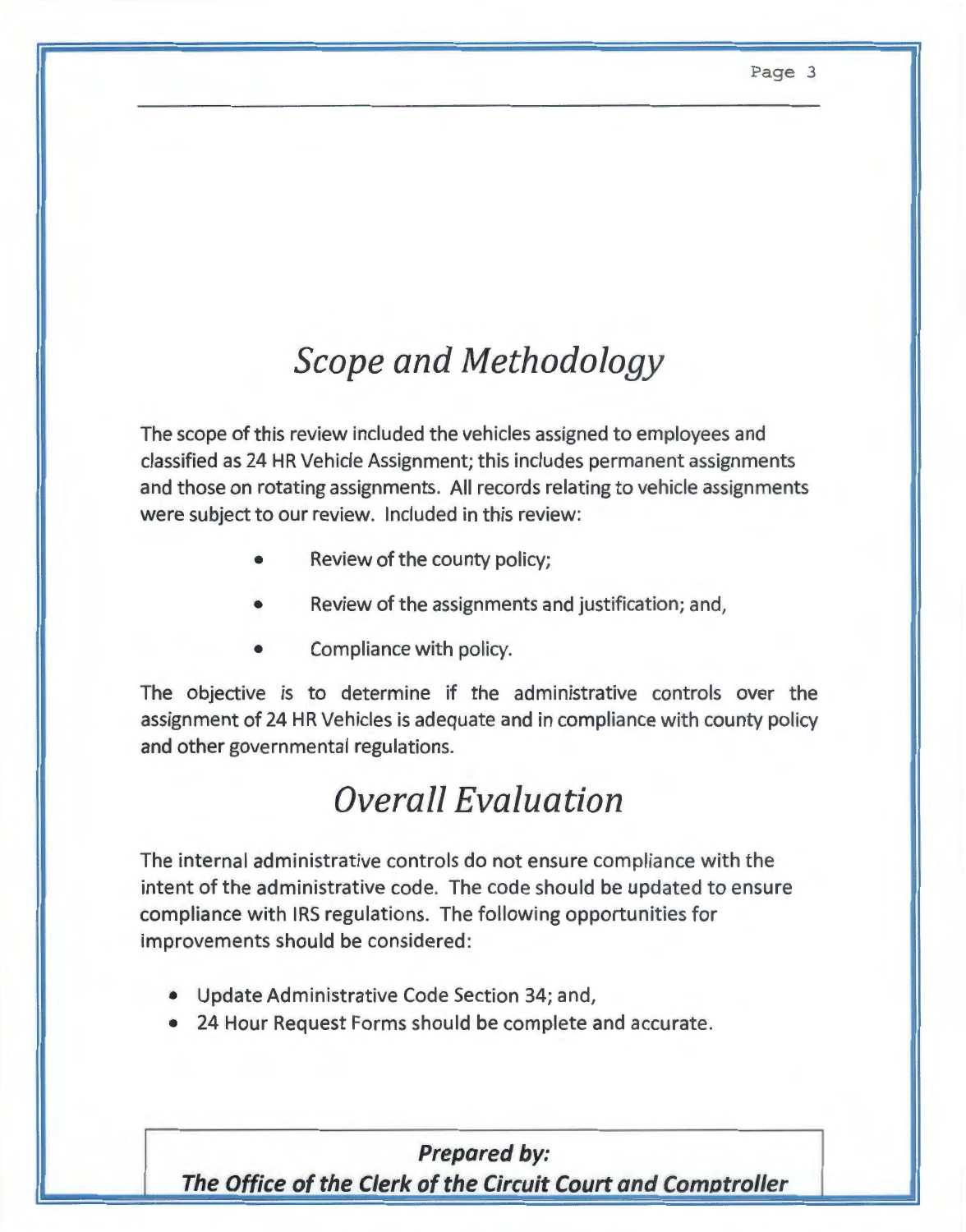# *Scope and Methodology*

The scope of this review included the vehicles assigned to employees and classified as 24 HR Vehicle Assignment; this includes permanent assignments and those on rotating assignments. All records relating to vehicle assignments were subject to our review. Included in this review:

- Review of the county policy;
- Review of the assignments and justification; and,
- Compliance with policy.

The objective is to determine if the administrative controls over the assignment of 24 HR Vehicles is adequate and in compliance with county policy and other governmental regulations.

# *Overall Evaluation*

The internal administrative controls do not ensure compliance with the intent of the administrative code. The code should be updated to ensure compliance with IRS regulations. The following opportunities for improvements should be considered:

- Update Administrative Code Section 34; and,
- 24 Hour Request Forms should be complete and accurate.

***Prepared by:***
***The Office of the Clerk of the Circuit Court and Comptroller***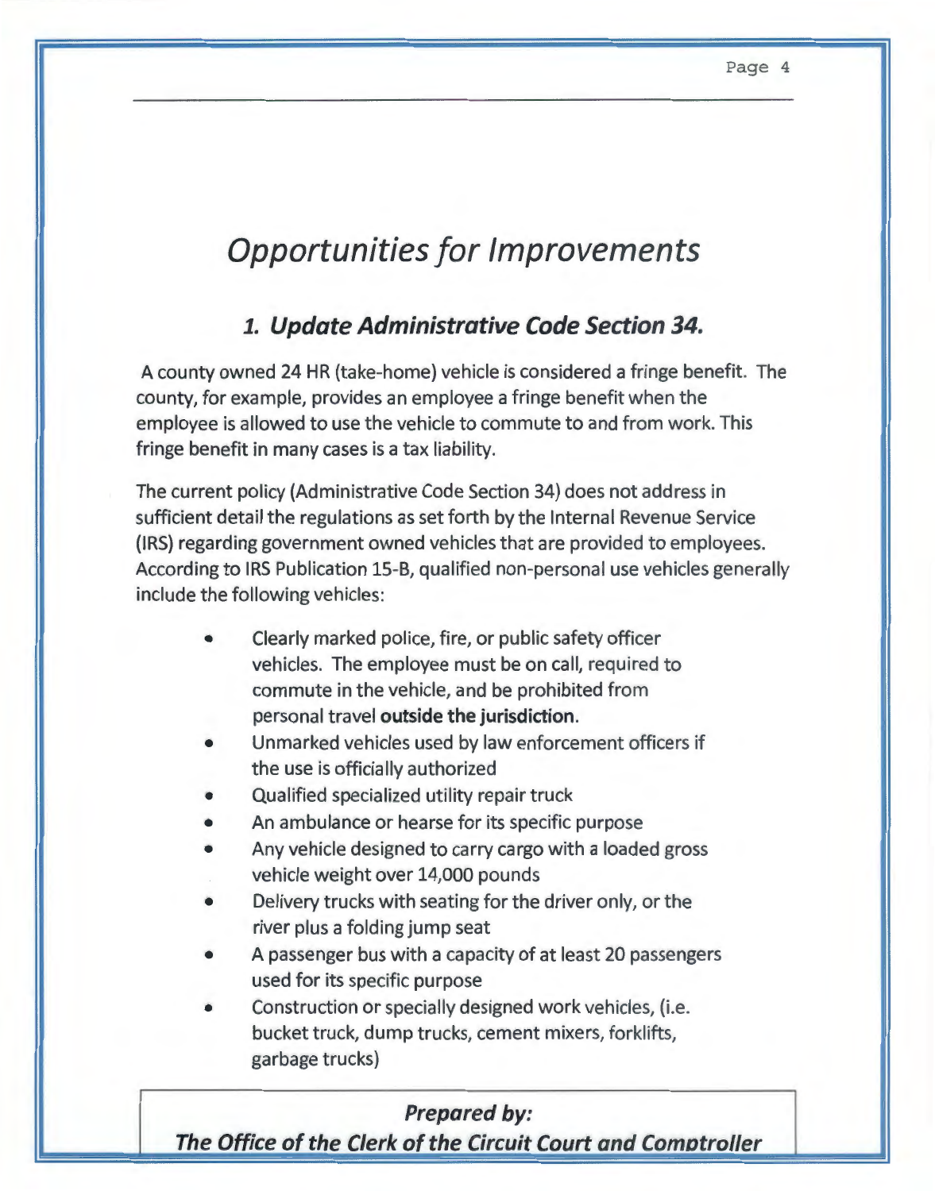# *Opportunities for Improvements*

## ***1. Update Administrative Code Section 34.***

A county owned 24 HR (take-home) vehicle is considered a fringe benefit. The county, for example, provides an employee a fringe benefit when the employee is allowed to use the vehicle to commute to and from work. This fringe benefit in many cases is a tax liability.

The current policy (Administrative Code Section 34) does not address in sufficient detail the regulations as set forth by the Internal Revenue Service (IRS) regarding government owned vehicles that are provided to employees. According to IRS Publication 15-B, qualified non-personal use vehicles generally include the following vehicles:

- Clearly marked police, fire, or public safety officer vehicles. The employee must be on call, required to commute in the vehicle, and be prohibited from personal travel **outside the jurisdiction**.
- Unmarked vehicles used by law enforcement officers if the use is officially authorized
- Qualified specialized utility repair truck
- An ambulance or hearse for its specific purpose
- Any vehicle designed to carry cargo with a loaded gross vehicle weight over 14,000 pounds
- Delivery trucks with seating for the driver only, or the river plus a folding jump seat
- A passenger bus with a capacity of at least 20 passengers used for its specific purpose
- Construction or specially designed work vehicles, (i.e. bucket truck, dump trucks, cement mixers, forklifts, garbage trucks)

***Prepared by:***
***The Office of the Clerk of the Circuit Court and Comptroller***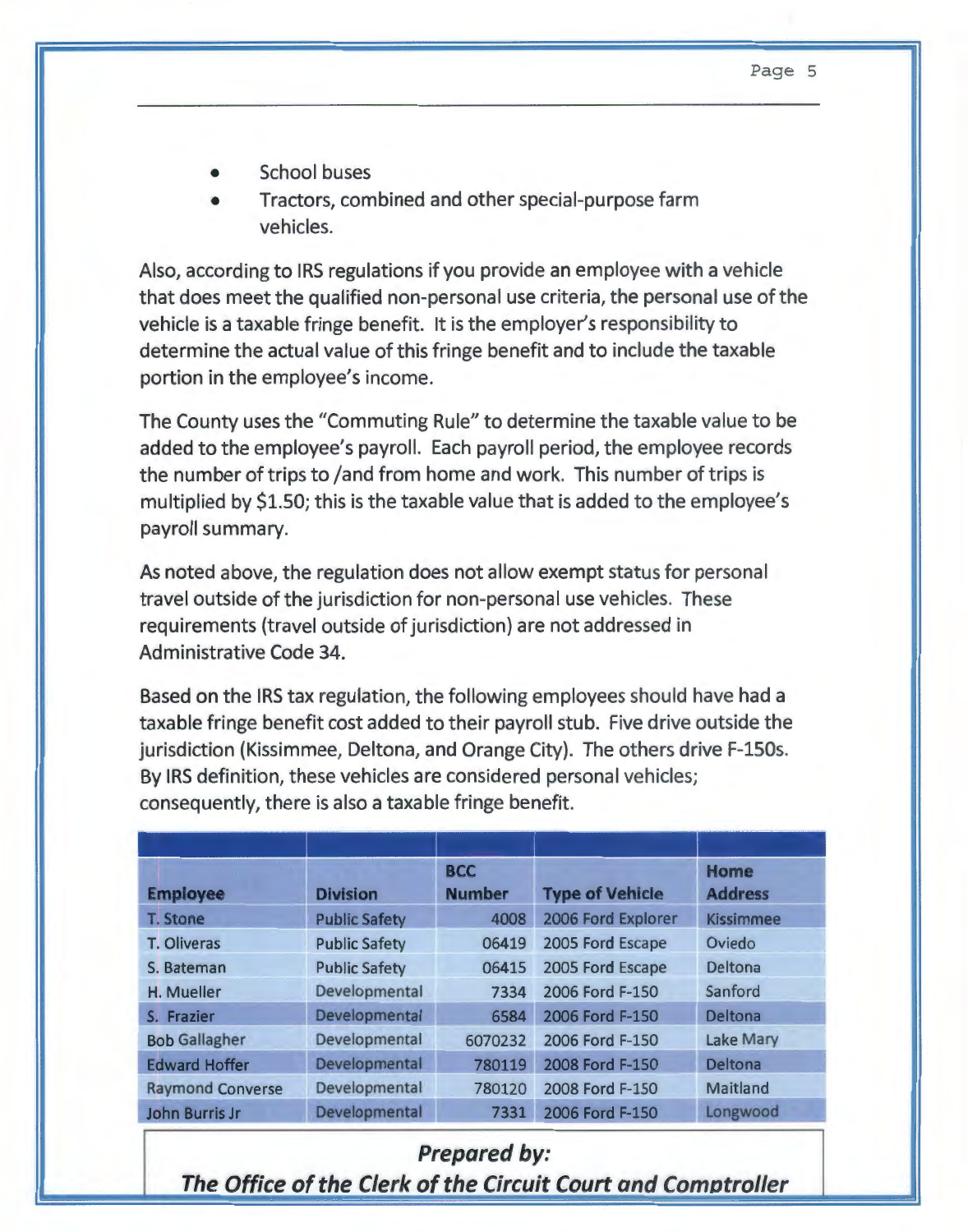- School buses
- Tractors, combined and other special-purpose farm vehicles.

Also, according to IRS regulations if you provide an employee with a vehicle that does meet the qualified non-personal use criteria, the personal use of the vehicle is a taxable fringe benefit. It is the employer's responsibility to determine the actual value of this fringe benefit and to include the taxable portion in the employee's income.

The County uses the "Commuting Rule" to determine the taxable value to be added to the employee's payroll. Each payroll period, the employee records the number of trips to /and from home and work. This number of trips is multiplied by $1.50; this is the taxable value that is added to the employee's payroll summary.

As noted above, the regulation does not allow exempt status for personal travel outside of the jurisdiction for non-personal use vehicles. These requirements (travel outside of jurisdiction) are not addressed in Administrative Code 34.

Based on the IRS tax regulation, the following employees should have had a taxable fringe benefit cost added to their payroll stub. Five drive outside the jurisdiction (Kissimmee, Deltona, and Orange City). The others drive F-150s. By IRS definition, these vehicles are considered personal vehicles; consequently, there is also a taxable fringe benefit.

| Employee | Division | BCC Number | Type of Vehicle | Home Address |
|---|---|---|---|---|
| T. Stone | Public Safety | 4008 | 2006 Ford Explorer | Kissimmee |
| T. Oliveras | Public Safety | 06419 | 2005 Ford Escape | Oviedo |
| S. Bateman | Public Safety | 06415 | 2005 Ford Escape | Deltona |
| H. Mueller | Developmental | 7334 | 2006 Ford F-150 | Sanford |
| S. Frazier | Developmental | 6584 | 2006 Ford F-150 | Deltona |
| Bob Gallagher | Developmental | 6070232 | 2006 Ford F-150 | Lake Mary |
| Edward Hoffer | Developmental | 780119 | 2008 Ford F-150 | Deltona |
| Raymond Converse | Developmental | 780120 | 2008 Ford F-150 | Maitland |
| John Burris Jr | Developmental | 7331 | 2006 Ford F-150 | Longwood |

***Prepared by:***
***The Office of the Clerk of the Circuit Court and Comptroller***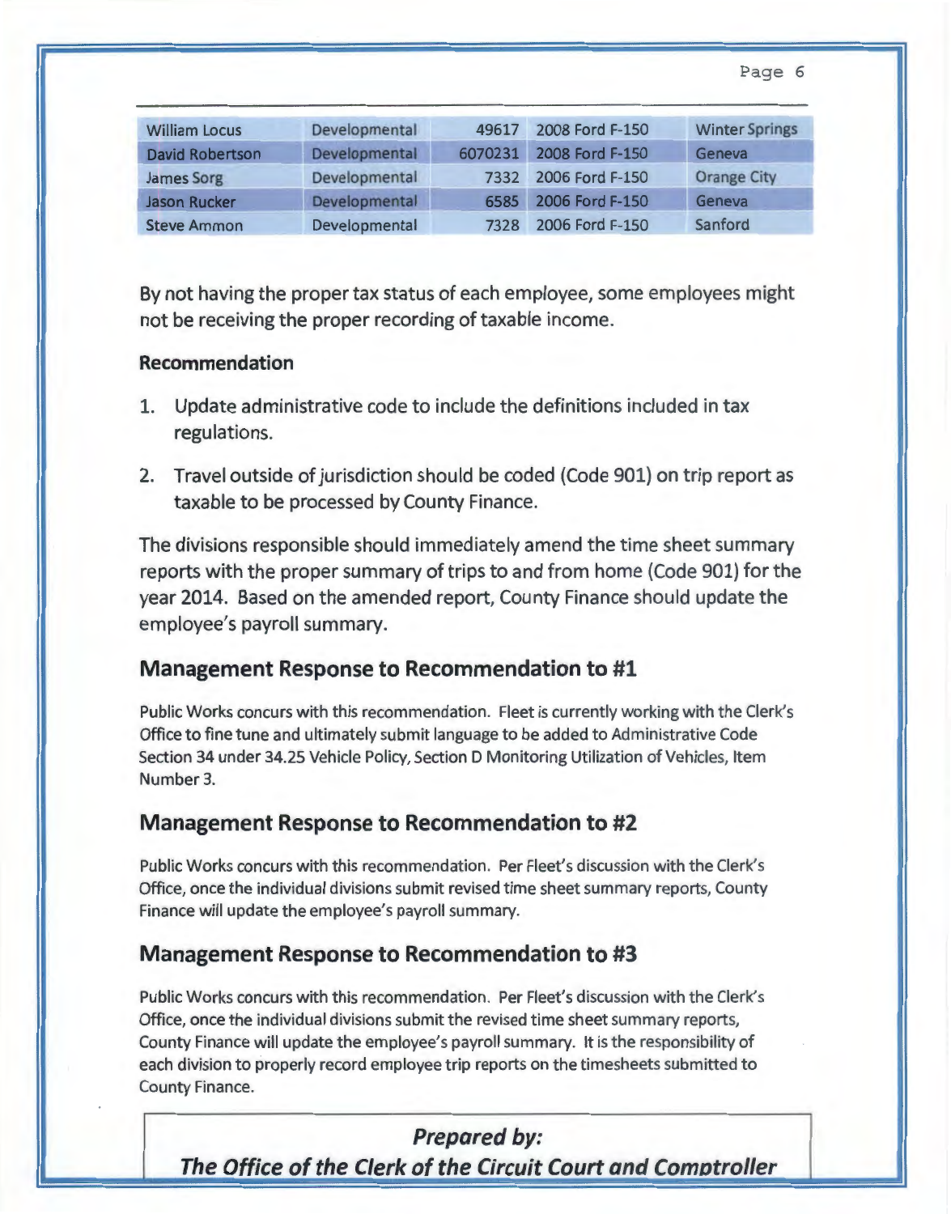| William Locus | Developmental | 49617 | 2008 Ford F-150 | Winter Springs |
|---|---|---|---|---|
| David Robertson | Developmental | 6070231 | 2008 Ford F-150 | Geneva |
| James Sorg | Developmental | 7332 | 2006 Ford F-150 | Orange City |
| Jason Rucker | Developmental | 6585 | 2006 Ford F-150 | Geneva |
| Steve Ammon | Developmental | 7328 | 2006 Ford F-150 | Sanford |

By not having the proper tax status of each employee, some employees might not be receiving the proper recording of taxable income.

**Recommendation**

1. Update administrative code to include the definitions included in tax regulations.
2. Travel outside of jurisdiction should be coded (Code 901) on trip report as taxable to be processed by County Finance.

The divisions responsible should immediately amend the time sheet summary reports with the proper summary of trips to and from home (Code 901) for the year 2014. Based on the amended report, County Finance should update the employee's payroll summary.

## Management Response to Recommendation to #1

Public Works concurs with this recommendation. Fleet is currently working with the Clerk's Office to fine tune and ultimately submit language to be added to Administrative Code Section 34 under 34.25 Vehicle Policy, Section D Monitoring Utilization of Vehicles, Item Number 3.

## Management Response to Recommendation to #2

Public Works concurs with this recommendation. Per Fleet's discussion with the Clerk's Office, once the individual divisions submit revised time sheet summary reports, County Finance will update the employee's payroll summary.

## Management Response to Recommendation to #3

Public Works concurs with this recommendation. Per Fleet's discussion with the Clerk's Office, once the individual divisions submit the revised time sheet summary reports, County Finance will update the employee's payroll summary. It is the responsibility of each division to properly record employee trip reports on the timesheets submitted to County Finance.

***Prepared by:***
***The Office of the Clerk of the Circuit Court and Comptroller***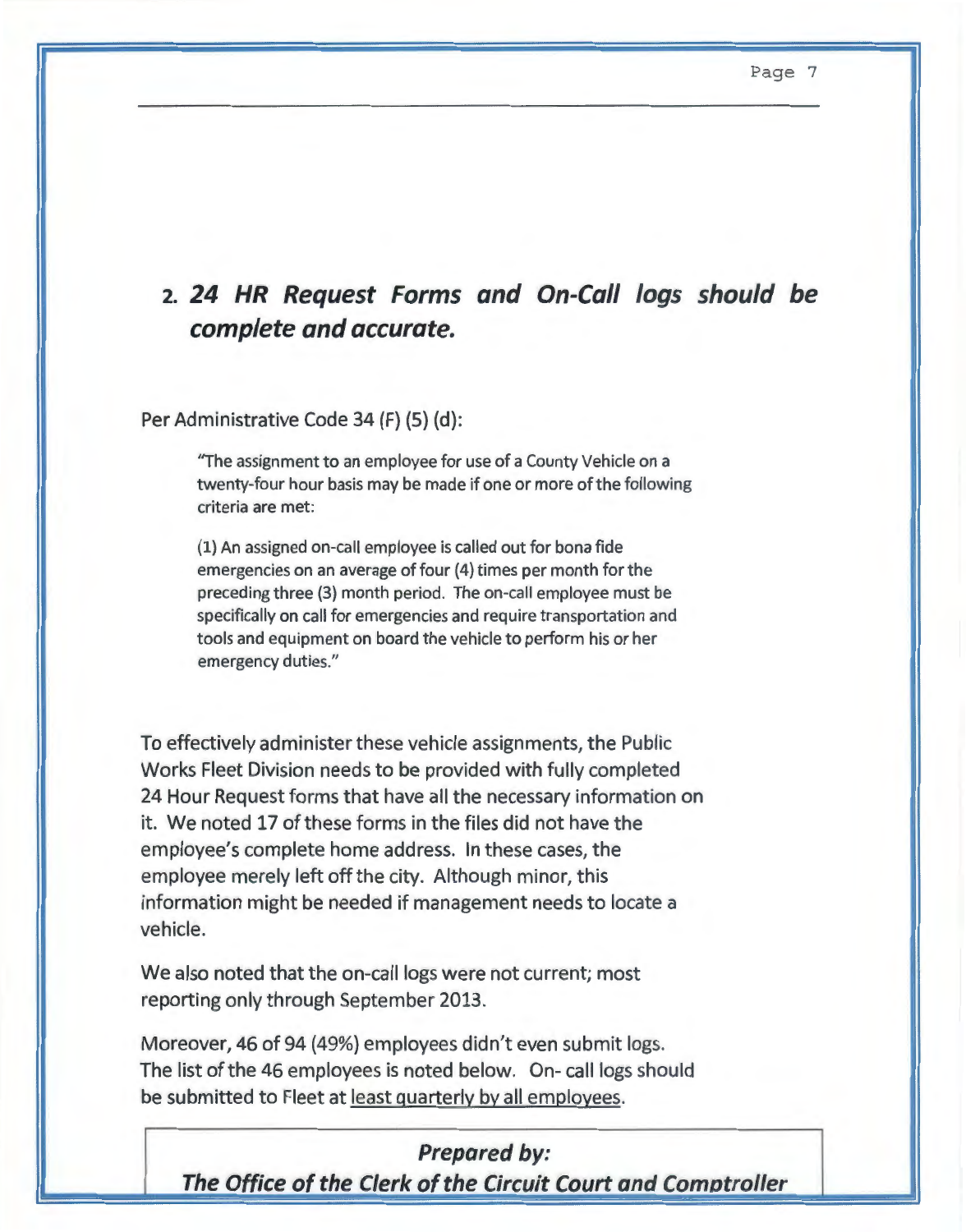## 2. *24 HR Request Forms and On-Call logs should be complete and accurate.*

Per Administrative Code 34 (F) (5) (d):

> "The assignment to an employee for use of a County Vehicle on a twenty-four hour basis may be made if one or more of the following criteria are met:
>
> (1) An assigned on-call employee is called out for bona fide emergencies on an average of four (4) times per month for the preceding three (3) month period. The on-call employee must be specifically on call for emergencies and require transportation and tools and equipment on board the vehicle to perform his or her emergency duties."

To effectively administer these vehicle assignments, the Public Works Fleet Division needs to be provided with fully completed 24 Hour Request forms that have all the necessary information on it. We noted 17 of these forms in the files did not have the employee's complete home address. In these cases, the employee merely left off the city. Although minor, this information might be needed if management needs to locate a vehicle.

We also noted that the on-call logs were not current; most reporting only through September 2013.

Moreover, 46 of 94 (49%) employees didn't even submit logs. The list of the 46 employees is noted below. On- call logs should be submitted to Fleet at least quarterly by all employees.

***Prepared by:***
***The Office of the Clerk of the Circuit Court and Comptroller***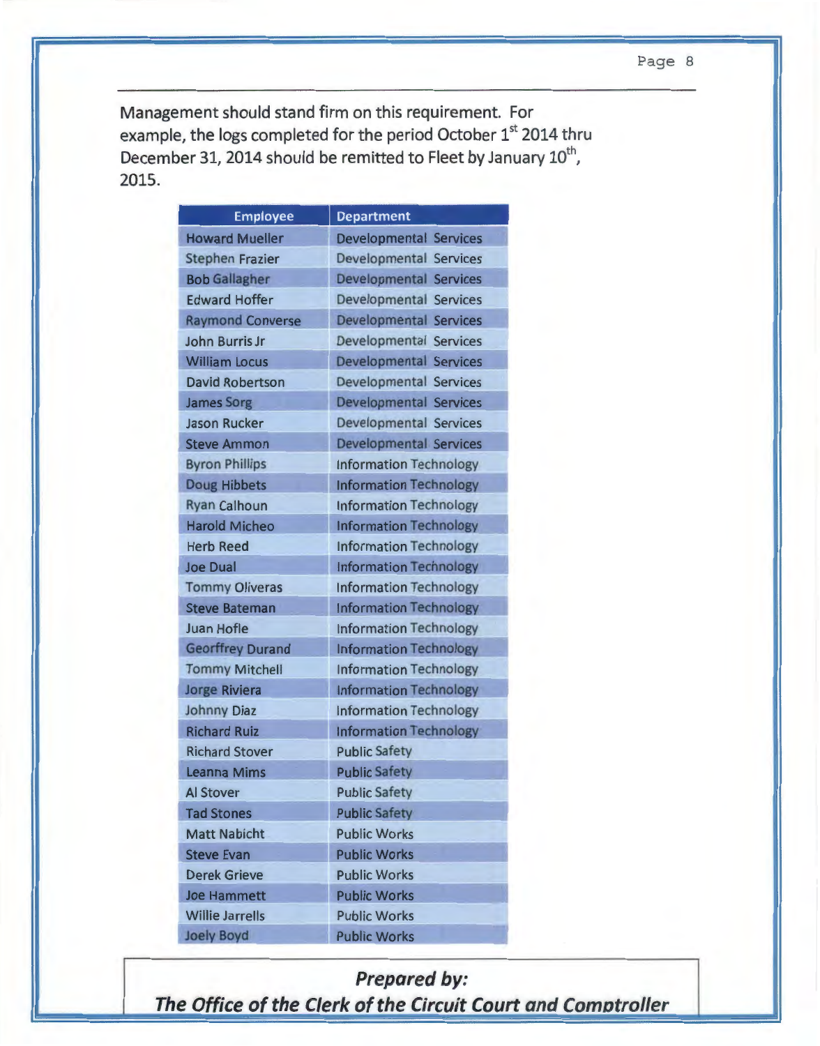Management should stand firm on this requirement. For example, the logs completed for the period October 1st 2014 thru December 31, 2014 should be remitted to Fleet by January 10th, 2015.

| Employee | Department |
|---|---|
| Howard Mueller | Developmental Services |
| Stephen Frazier | Developmental Services |
| Bob Gallagher | Developmental Services |
| Edward Hoffer | Developmental Services |
| Raymond Converse | Developmental Services |
| John Burris Jr | Developmental Services |
| William Locus | Developmental Services |
| David Robertson | Developmental Services |
| James Sorg | Developmental Services |
| Jason Rucker | Developmental Services |
| Steve Ammon | Developmental Services |
| Byron Phillips | Information Technology |
| Doug Hibbets | Information Technology |
| Ryan Calhoun | Information Technology |
| Harold Micheo | Information Technology |
| Herb Reed | Information Technology |
| Joe Dual | Information Technology |
| Tommy Oliveras | Information Technology |
| Steve Bateman | Information Technology |
| Juan Hofle | Information Technology |
| Georffrey Durand | Information Technology |
| Tommy Mitchell | Information Technology |
| Jorge Riviera | Information Technology |
| Johnny Diaz | Information Technology |
| Richard Ruiz | Information Technology |
| Richard Stover | Public Safety |
| Leanna Mims | Public Safety |
| Al Stover | Public Safety |
| Tad Stones | Public Safety |
| Matt Nabicht | Public Works |
| Steve Evan | Public Works |
| Derek Grieve | Public Works |
| Joe Hammett | Public Works |
| Willie Jarrells | Public Works |
| Joely Boyd | Public Works |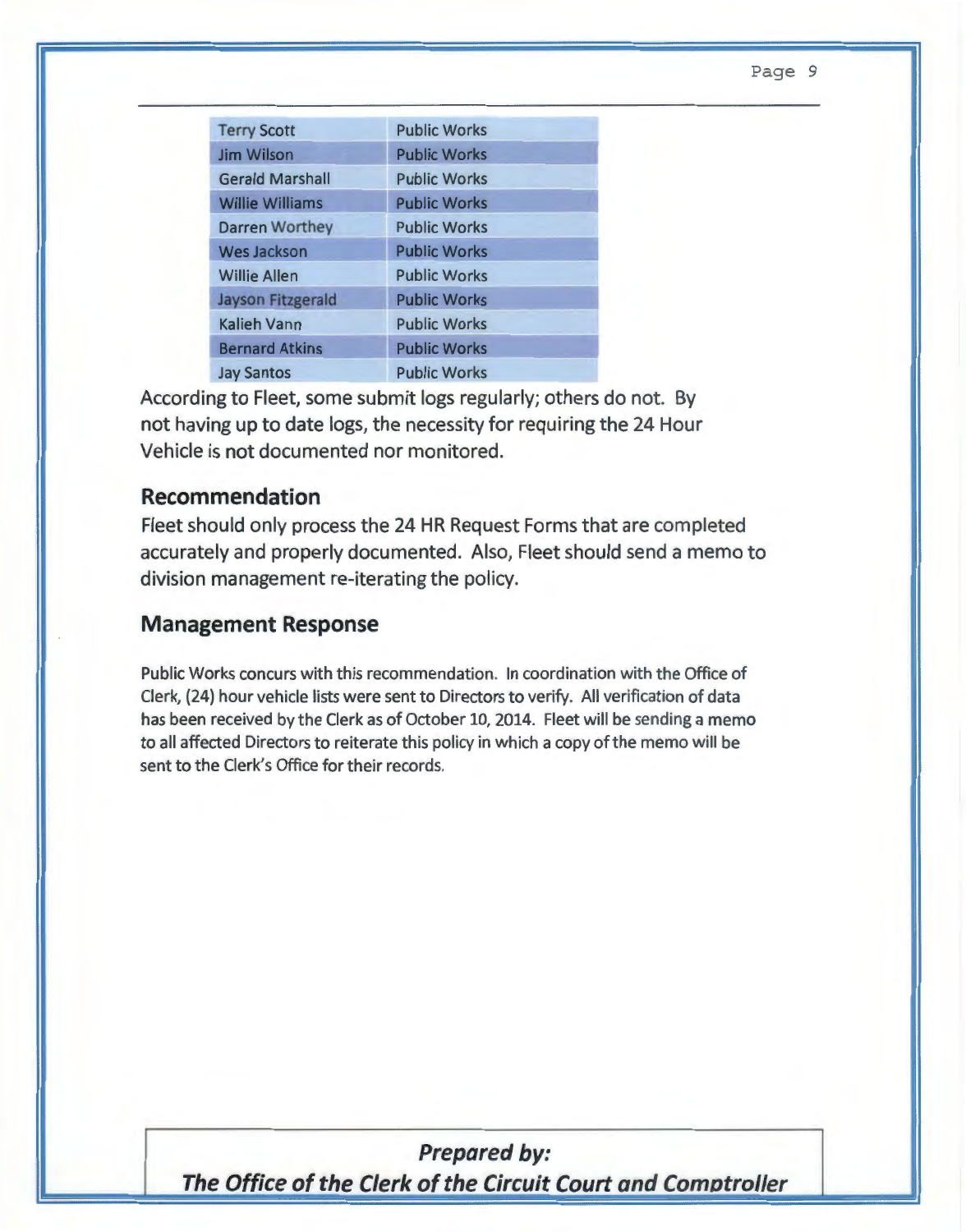| | |
|---|---|
| Terry Scott | Public Works |
| Jim Wilson | Public Works |
| Gerald Marshall | Public Works |
| Willie Williams | Public Works |
| Darren Worthey | Public Works |
| Wes Jackson | Public Works |
| Willie Allen | Public Works |
| Jayson Fitzgerald | Public Works |
| Kalieh Vann | Public Works |
| Bernard Atkins | Public Works |
| Jay Santos | Public Works |

According to Fleet, some submit logs regularly; others do not. By not having up to date logs, the necessity for requiring the 24 Hour Vehicle is not documented nor monitored.

## Recommendation

Fleet should only process the 24 HR Request Forms that are completed accurately and properly documented. Also, Fleet should send a memo to division management re-iterating the policy.

## Management Response

Public Works concurs with this recommendation. In coordination with the Office of Clerk, (24) hour vehicle lists were sent to Directors to verify. All verification of data has been received by the Clerk as of October 10, 2014. Fleet will be sending a memo to all affected Directors to reiterate this policy in which a copy of the memo will be sent to the Clerk's Office for their records.